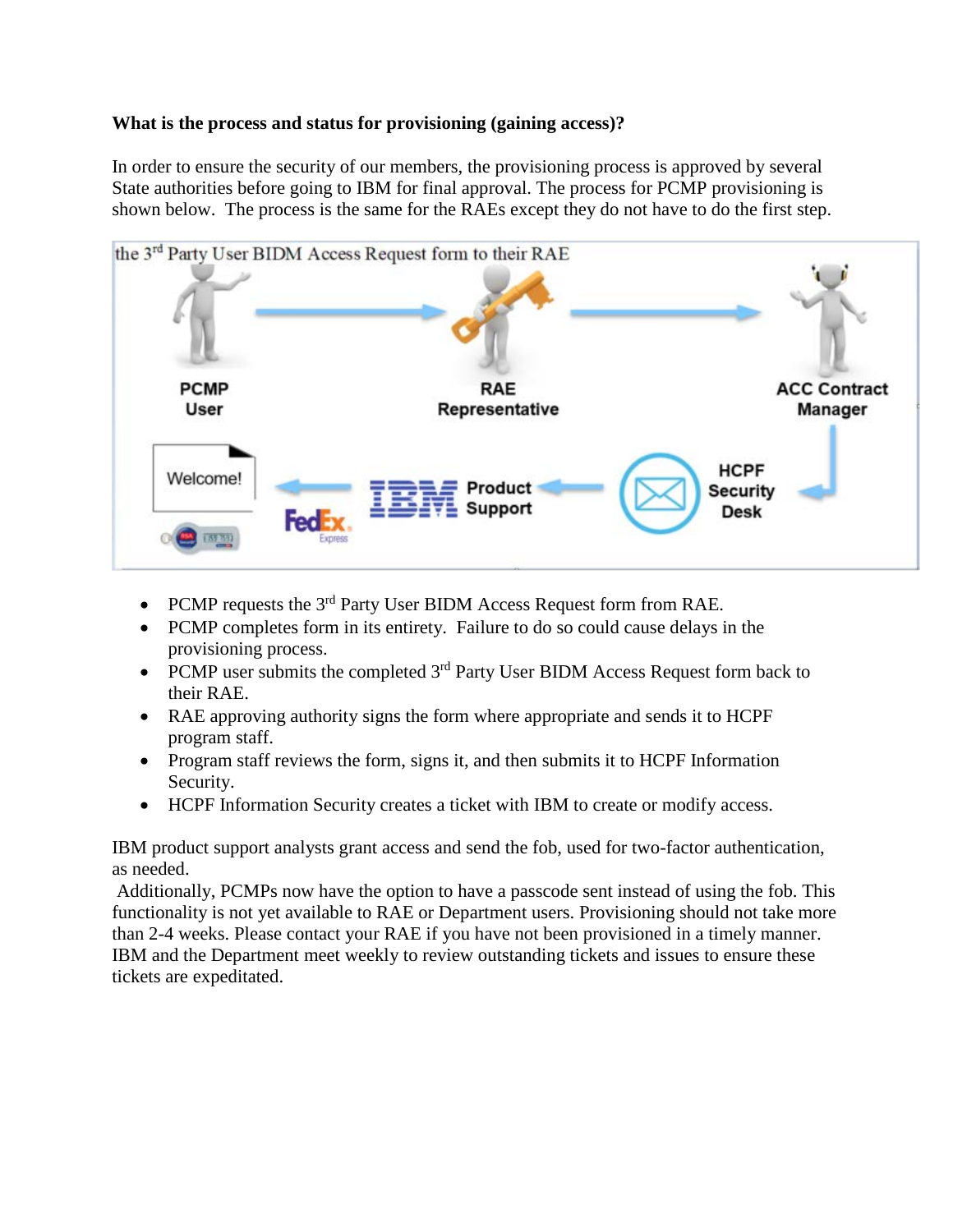**What is the process and status for provisioning (gaining access)?**

In order to ensure the security of our members, the provisioning process is approved by several State authorities before going to IBM for final approval. The process for PCMP provisioning is shown below. The process is the same for the RAEs except they do not have to do the first step.

- PCMP requests the 3rd Party User BIDM Access Request form from RAE.
- PCMP completes form in its entirety. Failure to do so could cause delays in the provisioning process.
- PCMP user submits the completed 3rd Party User BIDM Access Request form back to their RAE.
- RAE approving authority signs the form where appropriate and sends it to HCPF program staff.
- Program staff reviews the form, signs it, and then submits it to HCPF Information Security.
- HCPF Information Security creates a ticket with IBM to create or modify access.

IBM product support analysts grant access and send the fob, used for two-factor authentication, as needed.

Additionally, PCMPs now have the option to have a passcode sent instead of using the fob. This functionality is not yet available to RAE or Department users. Provisioning should not take more than 2-4 weeks. Please contact your RAE if you have not been provisioned in a timely manner. IBM and the Department meet weekly to review outstanding tickets and issues to ensure these tickets are expeditated.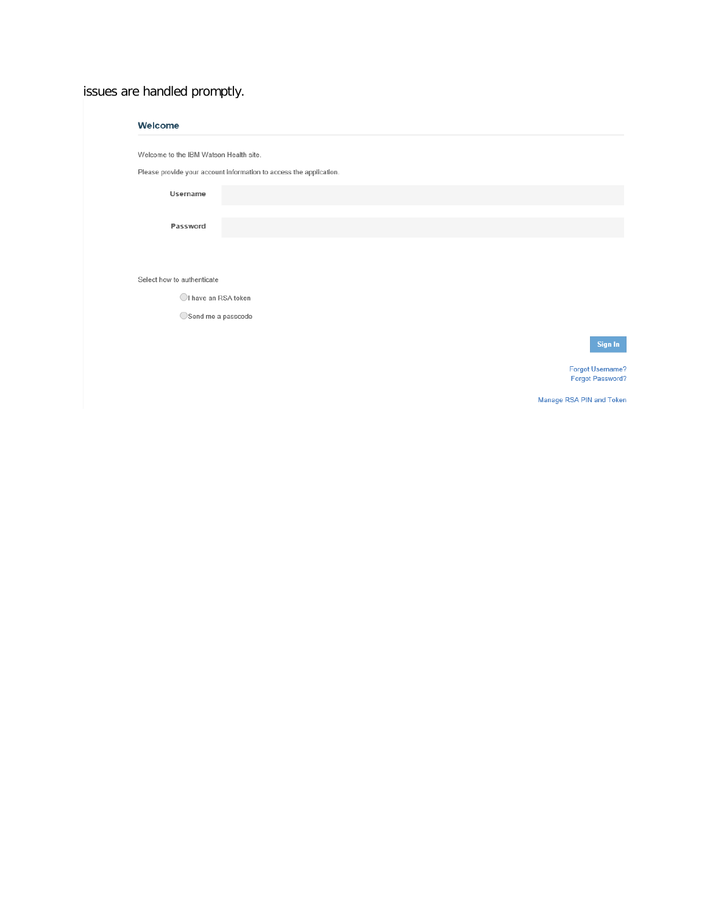issues are handled promptly.

## Welcome

Welcome to the IBM Watson Health site.

Please provide your account information to access the application.

**Username**

**Password**

Select how to authenticate

- I have an RSA token
- Send me a passcode

Sign In

Forgot Username?
Forgot Password?

Manage RSA PIN and Token